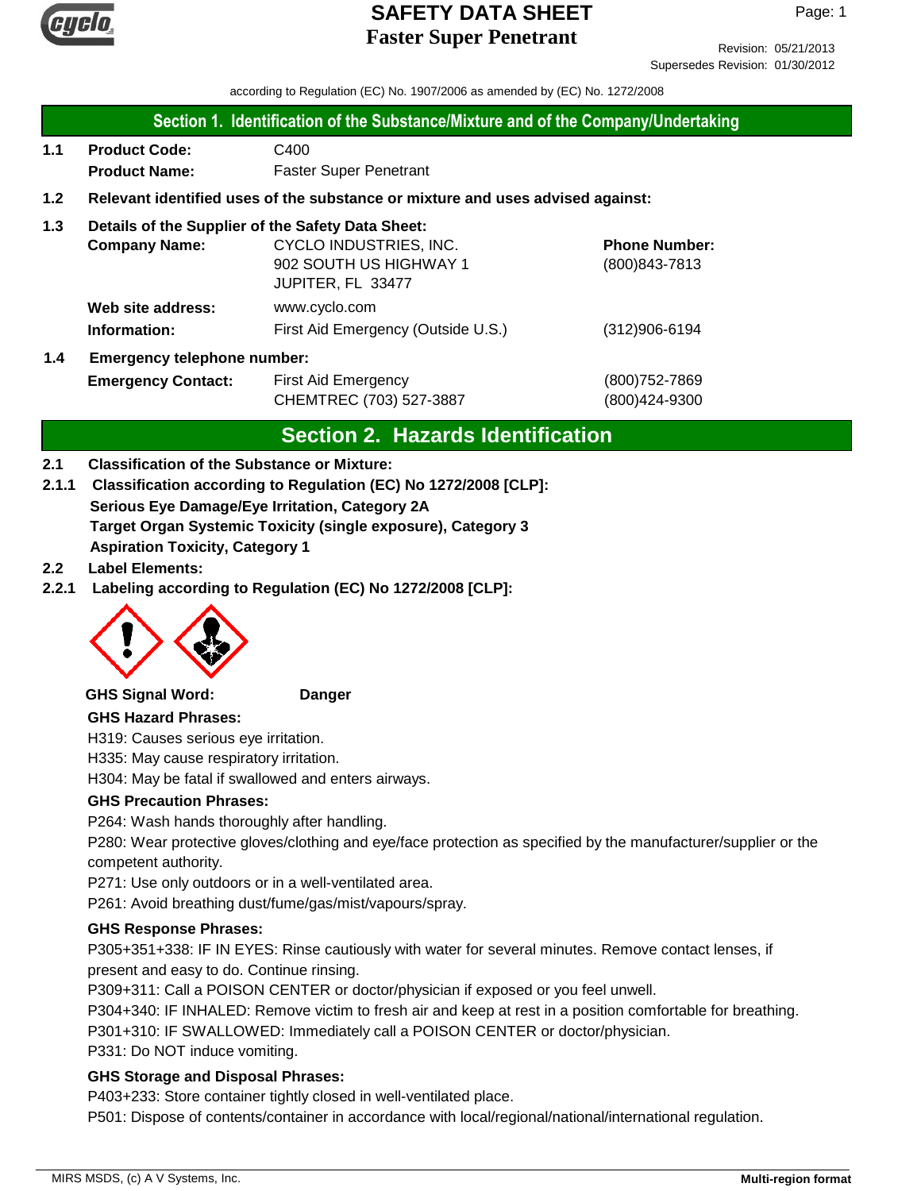# SAFETY DATA SHEET

## Faster Super Penetrant

Revision: 05/21/2013

Supersedes Revision: 01/30/2012

according to Regulation (EC) No. 1907/2006 as amended by (EC) No. 1272/2008

## Section 1. Identification of the Substance/Mixture and of the Company/Undertaking

**1.1 Product Code:** C400

**Product Name:** Faster Super Penetrant

**1.2 Relevant identified uses of the substance or mixture and uses advised against:**

**1.3 Details of the Supplier of the Safety Data Sheet:**

| | | | |
|---|---|---|---|
| **Company Name:** | CYCLO INDUSTRIES, INC.<br>902 SOUTH US HIGHWAY 1<br>JUPITER, FL 33477 | **Phone Number:** | (800)843-7813 |
| **Web site address:** | www.cyclo.com | | |
| **Information:** | First Aid Emergency (Outside U.S.) | | (312)906-6194 |

**1.4 Emergency telephone number:**

| | | |
|---|---|---|
| **Emergency Contact:** | First Aid Emergency | (800)752-7869 |
| | CHEMTREC (703) 527-3887 | (800)424-9300 |

## Section 2. Hazards Identification

**2.1 Classification of the Substance or Mixture:**

**2.1.1 Classification according to Regulation (EC) No 1272/2008 [CLP]:**

**Serious Eye Damage/Eye Irritation, Category 2A**

**Target Organ Systemic Toxicity (single exposure), Category 3**

**Aspiration Toxicity, Category 1**

**2.2 Label Elements:**

**2.2.1 Labeling according to Regulation (EC) No 1272/2008 [CLP]:**

**GHS Signal Word:** **Danger**

**GHS Hazard Phrases:**

H319: Causes serious eye irritation.

H335: May cause respiratory irritation.

H304: May be fatal if swallowed and enters airways.

**GHS Precaution Phrases:**

P264: Wash hands thoroughly after handling.

P280: Wear protective gloves/clothing and eye/face protection as specified by the manufacturer/supplier or the competent authority.

P271: Use only outdoors or in a well-ventilated area.

P261: Avoid breathing dust/fume/gas/mist/vapours/spray.

**GHS Response Phrases:**

P305+351+338: IF IN EYES: Rinse cautiously with water for several minutes. Remove contact lenses, if present and easy to do. Continue rinsing.

P309+311: Call a POISON CENTER or doctor/physician if exposed or you feel unwell.

P304+340: IF INHALED: Remove victim to fresh air and keep at rest in a position comfortable for breathing.

P301+310: IF SWALLOWED: Immediately call a POISON CENTER or doctor/physician.

P331: Do NOT induce vomiting.

**GHS Storage and Disposal Phrases:**

P403+233: Store container tightly closed in well-ventilated place.

P501: Dispose of contents/container in accordance with local/regional/national/international regulation.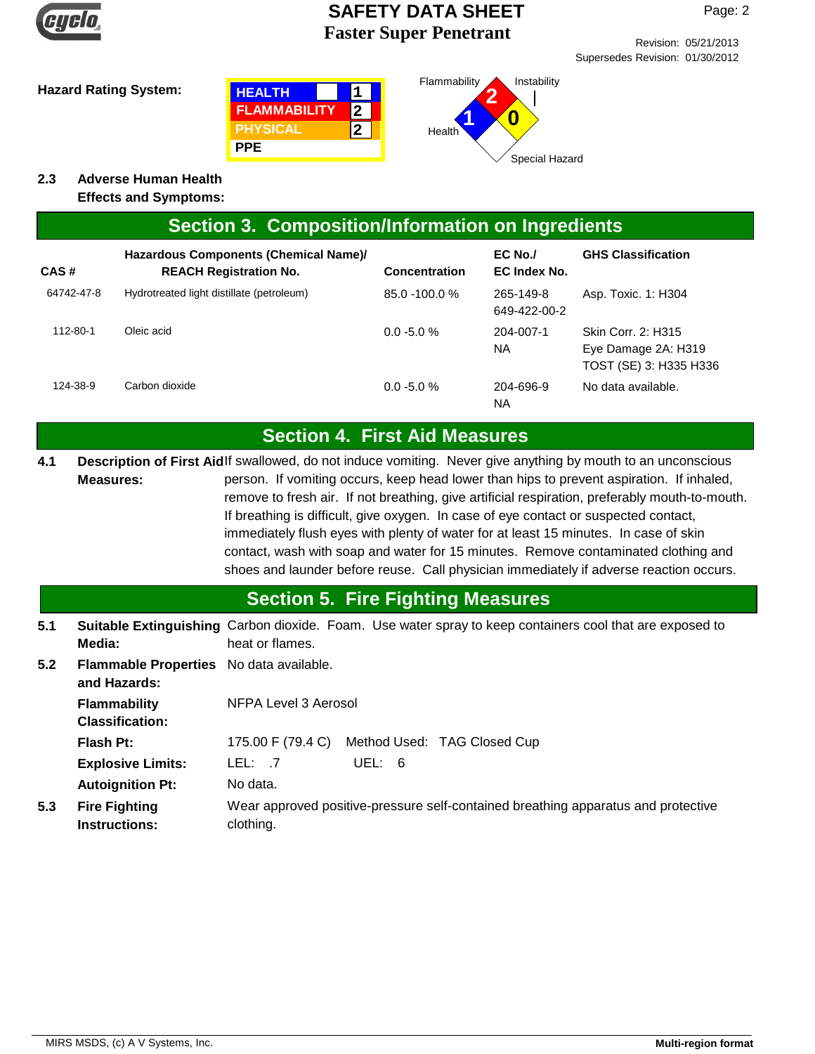**Hazard Rating System:**

| | |
|---|---|
| HEALTH | 1 |
| FLAMMABILITY | 2 |
| PHYSICAL | 2 |
| PPE | |

Flammability: 2, Instability: 0, Health: 1, Special Hazard: (blank)

**2.3 Adverse Human Health Effects and Symptoms:**

## Section 3. Composition/Information on Ingredients

| CAS # | Hazardous Components (Chemical Name)/ REACH Registration No. | Concentration | EC No./ EC Index No. | GHS Classification |
|---|---|---|---|---|
| 64742-47-8 | Hydrotreated light distillate (petroleum) | 85.0 -100.0 % | 265-149-8 649-422-00-2 | Asp. Toxic. 1: H304 |
| 112-80-1 | Oleic acid | 0.0 -5.0 % | 204-007-1 NA | Skin Corr. 2: H315 Eye Damage 2A: H319 TOST (SE) 3: H335 H336 |
| 124-38-9 | Carbon dioxide | 0.0 -5.0 % | 204-696-9 NA | No data available. |

## Section 4. First Aid Measures

**4.1 Description of First Aid Measures:** If swallowed, do not induce vomiting. Never give anything by mouth to an unconscious person. If vomiting occurs, keep head lower than hips to prevent aspiration. If inhaled, remove to fresh air. If not breathing, give artificial respiration, preferably mouth-to-mouth. If breathing is difficult, give oxygen. In case of eye contact or suspected contact, immediately flush eyes with plenty of water for at least 15 minutes. In case of skin contact, wash with soap and water for 15 minutes. Remove contaminated clothing and shoes and launder before reuse. Call physician immediately if adverse reaction occurs.

## Section 5. Fire Fighting Measures

**5.1 Suitable Extinguishing Media:** Carbon dioxide. Foam. Use water spray to keep containers cool that are exposed to heat or flames.

**5.2 Flammable Properties and Hazards:** No data available.

**Flammability Classification:** NFPA Level 3 Aerosol

**Flash Pt:** 175.00 F (79.4 C) Method Used: TAG Closed Cup

**Explosive Limits:** LEL: .7 UEL: 6

**Autoignition Pt:** No data.

**5.3 Fire Fighting Instructions:** Wear approved positive-pressure self-contained breathing apparatus and protective clothing.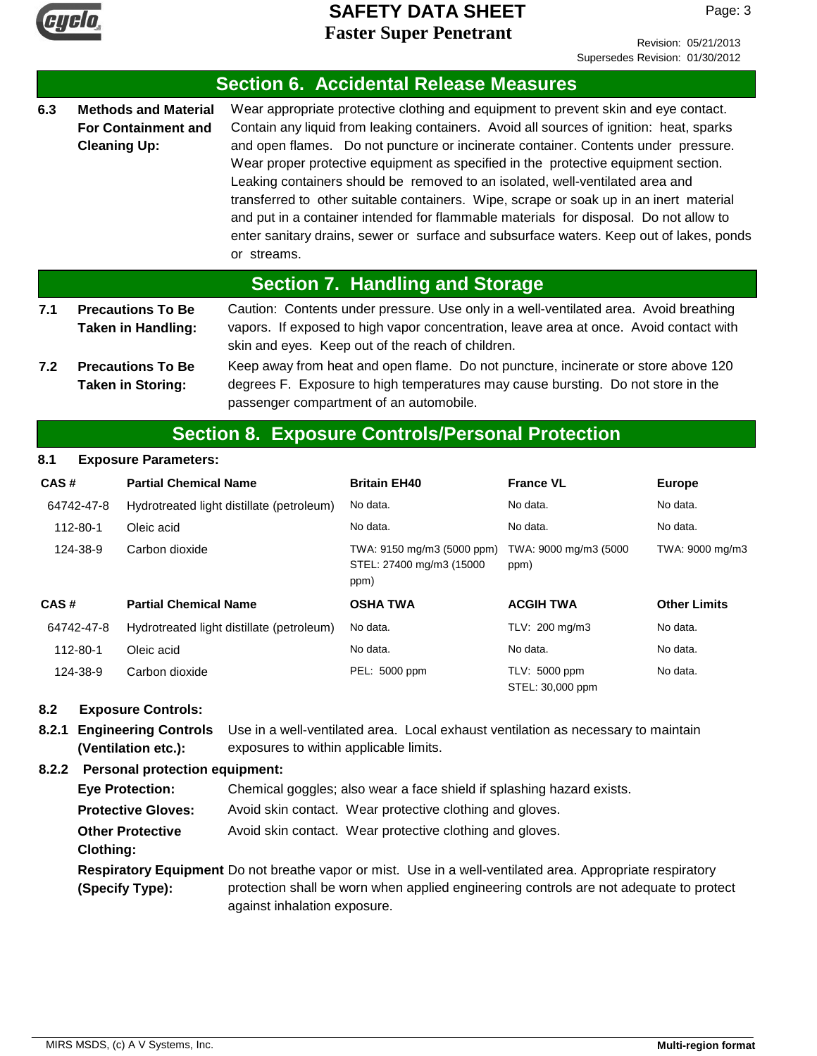## Section 6. Accidental Release Measures

**6.3 Methods and Material For Containment and Cleaning Up:** Wear appropriate protective clothing and equipment to prevent skin and eye contact. Contain any liquid from leaking containers. Avoid all sources of ignition: heat, sparks and open flames. Do not puncture or incinerate container. Contents under pressure. Wear proper protective equipment as specified in the protective equipment section. Leaking containers should be removed to an isolated, well-ventilated area and transferred to other suitable containers. Wipe, scrape or soak up in an inert material and put in a container intended for flammable materials for disposal. Do not allow to enter sanitary drains, sewer or surface and subsurface waters. Keep out of lakes, ponds or streams.

## Section 7. Handling and Storage

**7.1 Precautions To Be Taken in Handling:** Caution: Contents under pressure. Use only in a well-ventilated area. Avoid breathing vapors. If exposed to high vapor concentration, leave area at once. Avoid contact with skin and eyes. Keep out of the reach of children.

**7.2 Precautions To Be Taken in Storing:** Keep away from heat and open flame. Do not puncture, incinerate or store above 120 degrees F. Exposure to high temperatures may cause bursting. Do not store in the passenger compartment of an automobile.

## Section 8. Exposure Controls/Personal Protection

**8.1 Exposure Parameters:**

| CAS # | Partial Chemical Name | Britain EH40 | France VL | Europe |
|---|---|---|---|---|
| 64742-47-8 | Hydrotreated light distillate (petroleum) | No data. | No data. | No data. |
| 112-80-1 | Oleic acid | No data. | No data. | No data. |
| 124-38-9 | Carbon dioxide | TWA: 9150 mg/m3 (5000 ppm) STEL: 27400 mg/m3 (15000 ppm) | TWA: 9000 mg/m3 (5000 ppm) | TWA: 9000 mg/m3 |

| CAS # | Partial Chemical Name | OSHA TWA | ACGIH TWA | Other Limits |
|---|---|---|---|---|
| 64742-47-8 | Hydrotreated light distillate (petroleum) | No data. | TLV: 200 mg/m3 | No data. |
| 112-80-1 | Oleic acid | No data. | No data. | No data. |
| 124-38-9 | Carbon dioxide | PEL: 5000 ppm | TLV: 5000 ppm STEL: 30,000 ppm | No data. |

**8.2 Exposure Controls:**

**8.2.1 Engineering Controls (Ventilation etc.):** Use in a well-ventilated area. Local exhaust ventilation as necessary to maintain exposures to within applicable limits.

**8.2.2 Personal protection equipment:**

**Eye Protection:** Chemical goggles; also wear a face shield if splashing hazard exists.

**Protective Gloves:** Avoid skin contact. Wear protective clothing and gloves.

**Other Protective Clothing:** Avoid skin contact. Wear protective clothing and gloves.

**Respiratory Equipment (Specify Type):** Do not breathe vapor or mist. Use in a well-ventilated area. Appropriate respiratory protection shall be worn when applied engineering controls are not adequate to protect against inhalation exposure.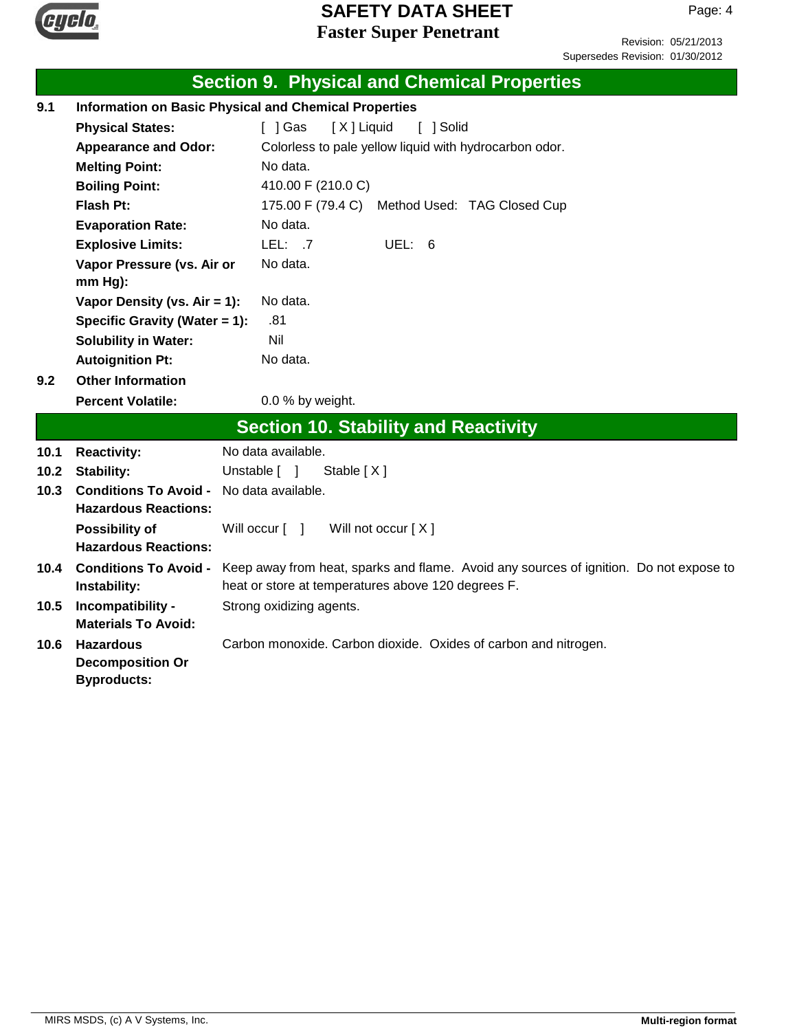## Section 9. Physical and Chemical Properties

### 9.1 Information on Basic Physical and Chemical Properties

| | |
|---|---|
| **Physical States:** | [ ] Gas [ X ] Liquid [ ] Solid |
| **Appearance and Odor:** | Colorless to pale yellow liquid with hydrocarbon odor. |
| **Melting Point:** | No data. |
| **Boiling Point:** | 410.00 F (210.0 C) |
| **Flash Pt:** | 175.00 F (79.4 C) Method Used: TAG Closed Cup |
| **Evaporation Rate:** | No data. |
| **Explosive Limits:** | LEL: .7 UEL: 6 |
| **Vapor Pressure (vs. Air or mm Hg):** | No data. |
| **Vapor Density (vs. Air = 1):** | No data. |
| **Specific Gravity (Water = 1):** | .81 |
| **Solubility in Water:** | Nil |
| **Autoignition Pt:** | No data. |

### 9.2 Other Information

| | |
|---|---|
| **Percent Volatile:** | 0.0 % by weight. |

## Section 10. Stability and Reactivity

| | | |
|---|---|---|
| **10.1** | **Reactivity:** | No data available. |
| **10.2** | **Stability:** | Unstable [ ] Stable [ X ] |
| **10.3** | **Conditions To Avoid - Hazardous Reactions:** | No data available. |
| | **Possibility of Hazardous Reactions:** | Will occur [ ] Will not occur [ X ] |
| **10.4** | **Conditions To Avoid - Instability:** | Keep away from heat, sparks and flame. Avoid any sources of ignition. Do not expose to heat or store at temperatures above 120 degrees F. |
| **10.5** | **Incompatibility - Materials To Avoid:** | Strong oxidizing agents. |
| **10.6** | **Hazardous Decomposition Or Byproducts:** | Carbon monoxide. Carbon dioxide. Oxides of carbon and nitrogen. |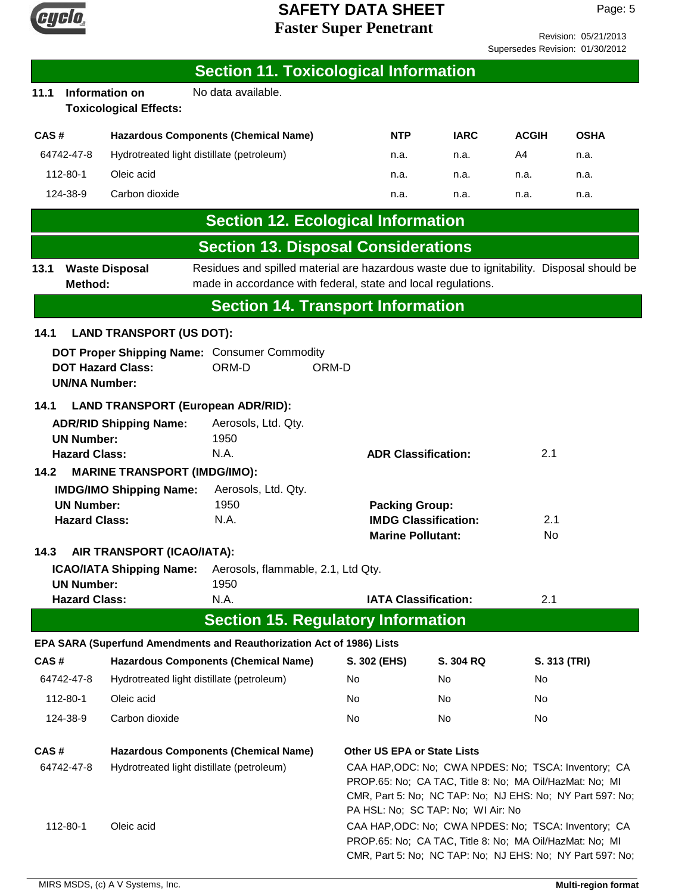## Section 11. Toxicological Information

**11.1 Information on Toxicological Effects:** No data available.

| CAS # | Hazardous Components (Chemical Name) | NTP | IARC | ACGIH | OSHA |
|---|---|---|---|---|---|
| 64742-47-8 | Hydrotreated light distillate (petroleum) | n.a. | n.a. | A4 | n.a. |
| 112-80-1 | Oleic acid | n.a. | n.a. | n.a. | n.a. |
| 124-38-9 | Carbon dioxide | n.a. | n.a. | n.a. | n.a. |

## Section 12. Ecological Information

## Section 13. Disposal Considerations

**13.1 Waste Disposal Method:** Residues and spilled material are hazardous waste due to ignitability. Disposal should be made in accordance with federal, state and local regulations.

## Section 14. Transport Information

**14.1 LAND TRANSPORT (US DOT):**

**DOT Proper Shipping Name:** Consumer Commodity
**DOT Hazard Class:** ORM-D ORM-D
**UN/NA Number:**

**14.1 LAND TRANSPORT (European ADR/RID):**

**ADR/RID Shipping Name:** Aerosols, Ltd. Qty.
**UN Number:** 1950
**Hazard Class:** N.A.
**ADR Classification:** 2.1

**14.2 MARINE TRANSPORT (IMDG/IMO):**

**IMDG/IMO Shipping Name:** Aerosols, Ltd. Qty.
**UN Number:** 1950
**Hazard Class:** N.A.
**Packing Group:**
**IMDG Classification:** 2.1
**Marine Pollutant:** No

**14.3 AIR TRANSPORT (ICAO/IATA):**

**ICAO/IATA Shipping Name:** Aerosols, flammable, 2.1, Ltd Qty.
**UN Number:** 1950
**Hazard Class:** N.A.
**IATA Classification:** 2.1

## Section 15. Regulatory Information

**EPA SARA (Superfund Amendments and Reauthorization Act of 1986) Lists**

| CAS # | Hazardous Components (Chemical Name) | S. 302 (EHS) | S. 304 RQ | S. 313 (TRI) |
|---|---|---|---|---|
| 64742-47-8 | Hydrotreated light distillate (petroleum) | No | No | No |
| 112-80-1 | Oleic acid | No | No | No |
| 124-38-9 | Carbon dioxide | No | No | No |

| CAS # | Hazardous Components (Chemical Name) | Other US EPA or State Lists |
|---|---|---|
| 64742-47-8 | Hydrotreated light distillate (petroleum) | CAA HAP,ODC: No; CWA NPDES: No; TSCA: Inventory; CA PROP.65: No; CA TAC, Title 8: No; MA Oil/HazMat: No; MI CMR, Part 5: No; NC TAP: No; NJ EHS: No; NY Part 597: No; PA HSL: No; SC TAP: No; WI Air: No |
| 112-80-1 | Oleic acid | CAA HAP,ODC: No; CWA NPDES: No; TSCA: Inventory; CA PROP.65: No; CA TAC, Title 8: No; MA Oil/HazMat: No; MI CMR, Part 5: No; NC TAP: No; NJ EHS: No; NY Part 597: No; |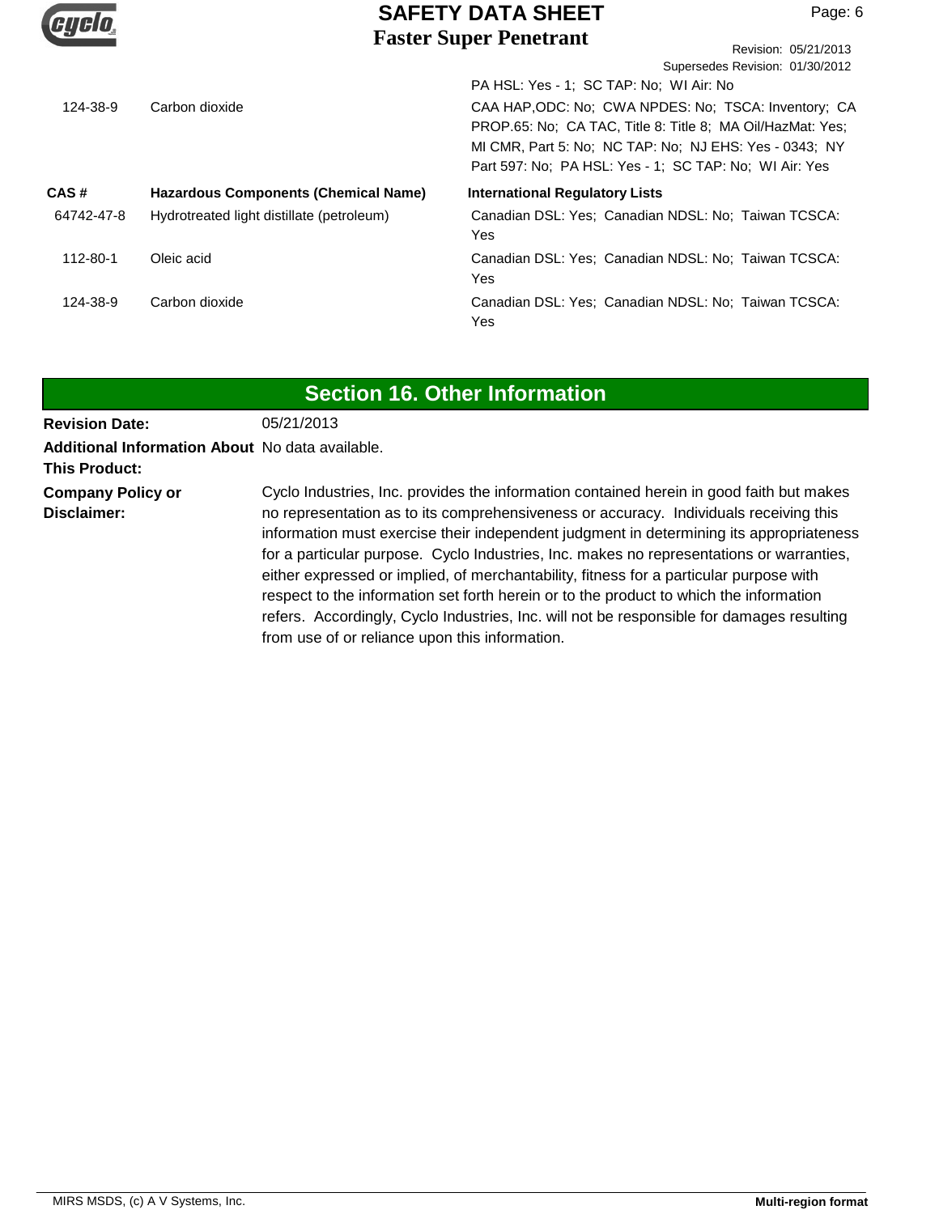| | | |
|---|---|---|
| | | PA HSL: Yes - 1; SC TAP: No; WI Air: No |
| 124-38-9 | Carbon dioxide | CAA HAP,ODC: No; CWA NPDES: No; TSCA: Inventory; CA PROP.65: No; CA TAC, Title 8: Title 8; MA Oil/HazMat: Yes; MI CMR, Part 5: No; NC TAP: No; NJ EHS: Yes - 0343; NY Part 597: No; PA HSL: Yes - 1; SC TAP: No; WI Air: Yes |

| CAS # | Hazardous Components (Chemical Name) | International Regulatory Lists |
|---|---|---|
| 64742-47-8 | Hydrotreated light distillate (petroleum) | Canadian DSL: Yes; Canadian NDSL: No; Taiwan TCSCA: Yes |
| 112-80-1 | Oleic acid | Canadian DSL: Yes; Canadian NDSL: No; Taiwan TCSCA: Yes |
| 124-38-9 | Carbon dioxide | Canadian DSL: Yes; Canadian NDSL: No; Taiwan TCSCA: Yes |

## Section 16. Other Information

**Revision Date:** 05/21/2013

**Additional Information About This Product:** No data available.

**Company Policy or Disclaimer:** Cyclo Industries, Inc. provides the information contained herein in good faith but makes no representation as to its comprehensiveness or accuracy. Individuals receiving this information must exercise their independent judgment in determining its appropriateness for a particular purpose. Cyclo Industries, Inc. makes no representations or warranties, either expressed or implied, of merchantability, fitness for a particular purpose with respect to the information set forth herein or to the product to which the information refers. Accordingly, Cyclo Industries, Inc. will not be responsible for damages resulting from use of or reliance upon this information.